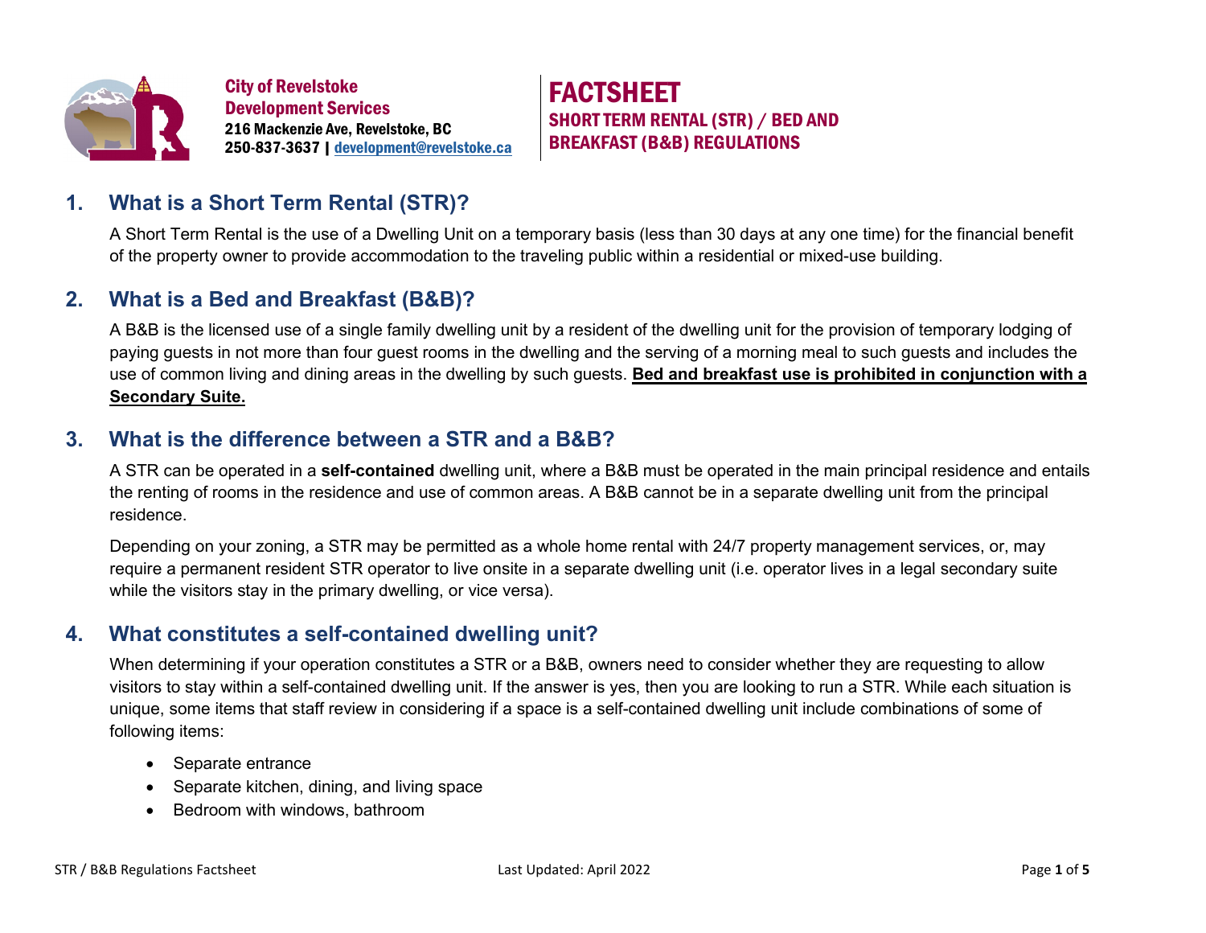City of Revelstoke
Development Services
216 Mackenzie Ave, Revelstoke, BC
250-837-3637 | development@revelstoke.ca

# FACTSHEET

## SHORT TERM RENTAL (STR) / BED AND BREAKFAST (B&B) REGULATIONS

## 1. What is a Short Term Rental (STR)?

A Short Term Rental is the use of a Dwelling Unit on a temporary basis (less than 30 days at any one time) for the financial benefit of the property owner to provide accommodation to the traveling public within a residential or mixed-use building.

## 2. What is a Bed and Breakfast (B&B)?

A B&B is the licensed use of a single family dwelling unit by a resident of the dwelling unit for the provision of temporary lodging of paying guests in not more than four guest rooms in the dwelling and the serving of a morning meal to such guests and includes the use of common living and dining areas in the dwelling by such guests. **Bed and breakfast use is prohibited in conjunction with a Secondary Suite.**

## 3. What is the difference between a STR and a B&B?

A STR can be operated in a **self-contained** dwelling unit, where a B&B must be operated in the main principal residence and entails the renting of rooms in the residence and use of common areas. A B&B cannot be in a separate dwelling unit from the principal residence.

Depending on your zoning, a STR may be permitted as a whole home rental with 24/7 property management services, or, may require a permanent resident STR operator to live onsite in a separate dwelling unit (i.e. operator lives in a legal secondary suite while the visitors stay in the primary dwelling, or vice versa).

## 4. What constitutes a self-contained dwelling unit?

When determining if your operation constitutes a STR or a B&B, owners need to consider whether they are requesting to allow visitors to stay within a self-contained dwelling unit. If the answer is yes, then you are looking to run a STR. While each situation is unique, some items that staff review in considering if a space is a self-contained dwelling unit include combinations of some of following items:

- Separate entrance
- Separate kitchen, dining, and living space
- Bedroom with windows, bathroom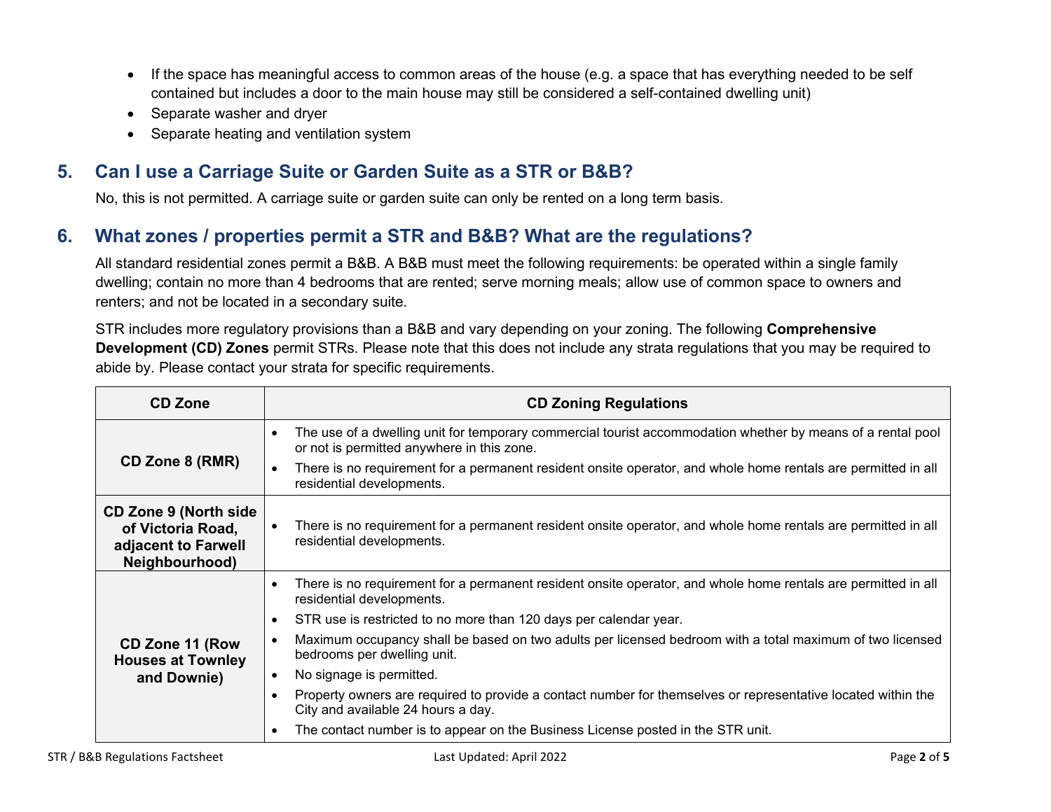- If the space has meaningful access to common areas of the house (e.g. a space that has everything needed to be self contained but includes a door to the main house may still be considered a self-contained dwelling unit)
- Separate washer and dryer
- Separate heating and ventilation system

## 5. Can I use a Carriage Suite or Garden Suite as a STR or B&B?

No, this is not permitted. A carriage suite or garden suite can only be rented on a long term basis.

## 6. What zones / properties permit a STR and B&B? What are the regulations?

All standard residential zones permit a B&B. A B&B must meet the following requirements: be operated within a single family dwelling; contain no more than 4 bedrooms that are rented; serve morning meals; allow use of common space to owners and renters; and not be located in a secondary suite.

STR includes more regulatory provisions than a B&B and vary depending on your zoning. The following **Comprehensive Development (CD) Zones** permit STRs. Please note that this does not include any strata regulations that you may be required to abide by. Please contact your strata for specific requirements.

| CD Zone | CD Zoning Regulations |
|---|---|
| **CD Zone 8 (RMR)** | • The use of a dwelling unit for temporary commercial tourist accommodation whether by means of a rental pool or not is permitted anywhere in this zone.<br>• There is no requirement for a permanent resident onsite operator, and whole home rentals are permitted in all residential developments. |
| **CD Zone 9 (North side of Victoria Road, adjacent to Farwell Neighbourhood)** | • There is no requirement for a permanent resident onsite operator, and whole home rentals are permitted in all residential developments. |
| **CD Zone 11 (Row Houses at Townley and Downie)** | • There is no requirement for a permanent resident onsite operator, and whole home rentals are permitted in all residential developments.<br>• STR use is restricted to no more than 120 days per calendar year.<br>• Maximum occupancy shall be based on two adults per licensed bedroom with a total maximum of two licensed bedrooms per dwelling unit.<br>• No signage is permitted.<br>• Property owners are required to provide a contact number for themselves or representative located within the City and available 24 hours a day.<br>• The contact number is to appear on the Business License posted in the STR unit. |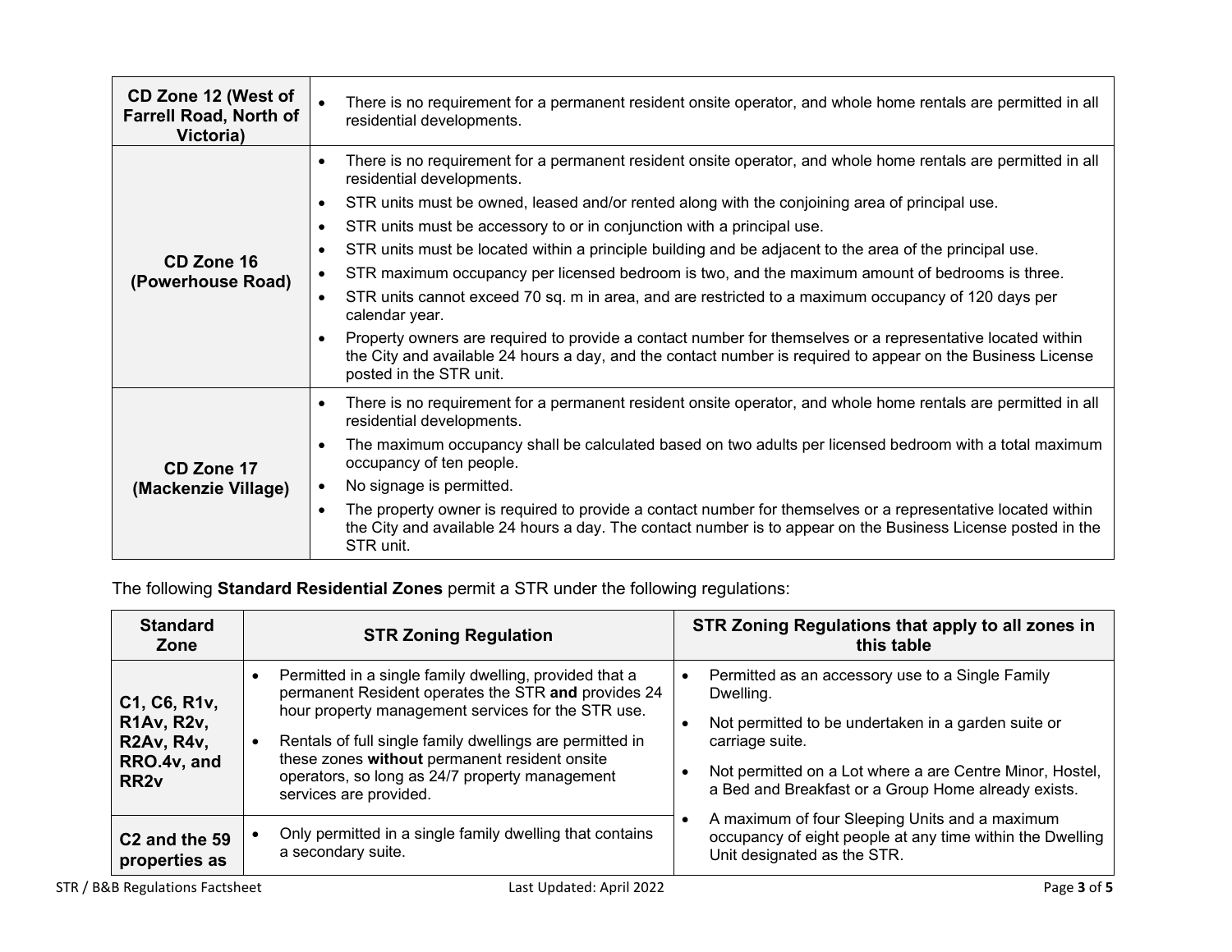| | |
|---|---|
| **CD Zone 12 (West of Farrell Road, North of Victoria)** | • There is no requirement for a permanent resident onsite operator, and whole home rentals are permitted in all residential developments. |
| **CD Zone 16 (Powerhouse Road)** | • There is no requirement for a permanent resident onsite operator, and whole home rentals are permitted in all residential developments.<br>• STR units must be owned, leased and/or rented along with the conjoining area of principal use.<br>• STR units must be accessory to or in conjunction with a principal use.<br>• STR units must be located within a principle building and be adjacent to the area of the principal use.<br>• STR maximum occupancy per licensed bedroom is two, and the maximum amount of bedrooms is three.<br>• STR units cannot exceed 70 sq. m in area, and are restricted to a maximum occupancy of 120 days per calendar year.<br>• Property owners are required to provide a contact number for themselves or a representative located within the City and available 24 hours a day, and the contact number is required to appear on the Business License posted in the STR unit. |
| **CD Zone 17 (Mackenzie Village)** | • There is no requirement for a permanent resident onsite operator, and whole home rentals are permitted in all residential developments.<br>• The maximum occupancy shall be calculated based on two adults per licensed bedroom with a total maximum occupancy of ten people.<br>• No signage is permitted.<br>• The property owner is required to provide a contact number for themselves or a representative located within the City and available 24 hours a day. The contact number is to appear on the Business License posted in the STR unit. |

The following **Standard Residential Zones** permit a STR under the following regulations:

| Standard Zone | STR Zoning Regulation | STR Zoning Regulations that apply to all zones in this table |
|---|---|---|
| **C1, C6, R1v, R1Av, R2v, R2Av, R4v, RRO.4v, and RR2v** | • Permitted in a single family dwelling, provided that a permanent Resident operates the STR **and** provides 24 hour property management services for the STR use.<br>• Rentals of full single family dwellings are permitted in these zones **without** permanent resident onsite operators, so long as 24/7 property management services are provided. | • Permitted as an accessory use to a Single Family Dwelling.<br>• Not permitted to be undertaken in a garden suite or carriage suite.<br>• Not permitted on a Lot where a are Centre Minor, Hostel, a Bed and Breakfast or a Group Home already exists.<br>• A maximum of four Sleeping Units and a maximum occupancy of eight people at any time within the Dwelling Unit designated as the STR. |
| **C2 and the 59 properties as** | • Only permitted in a single family dwelling that contains a secondary suite. | |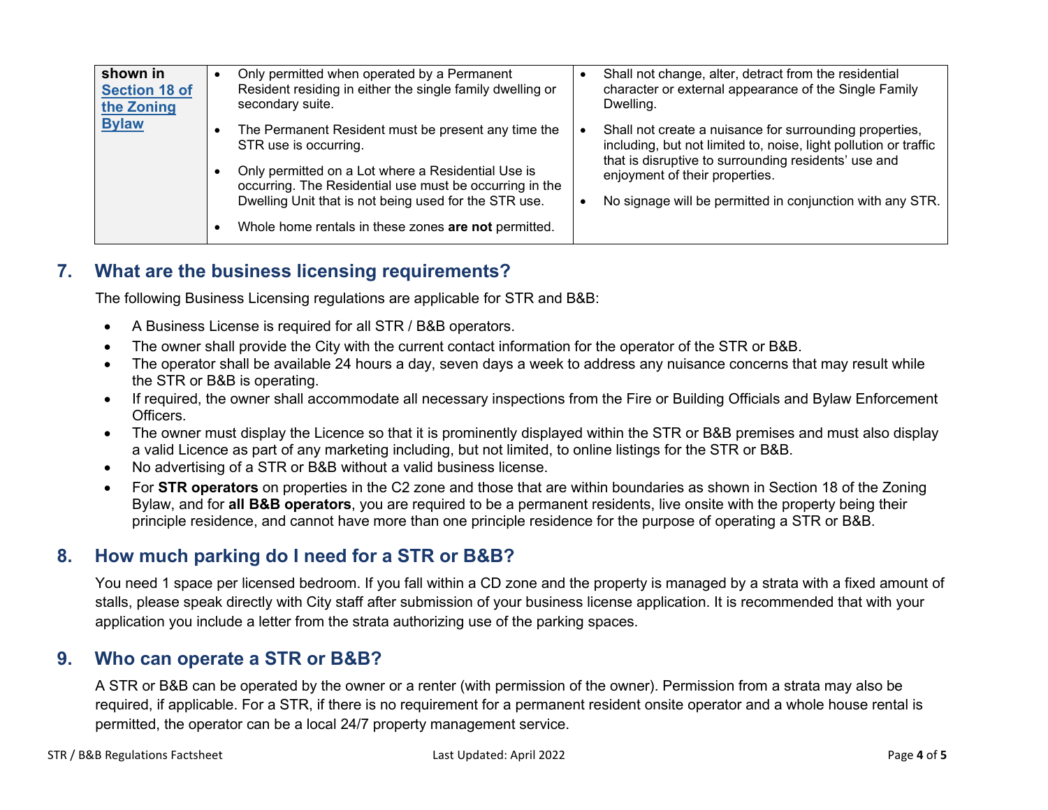| shown in Section 18 of the Zoning Bylaw | <ul><li>Only permitted when operated by a Permanent Resident residing in either the single family dwelling or secondary suite.</li><li>The Permanent Resident must be present any time the STR use is occurring.</li><li>Only permitted on a Lot where a Residential Use is occurring. The Residential use must be occurring in the Dwelling Unit that is not being used for the STR use.</li><li>Whole home rentals in these zones **are not** permitted.</li></ul> | <ul><li>Shall not change, alter, detract from the residential character or external appearance of the Single Family Dwelling.</li><li>Shall not create a nuisance for surrounding properties, including, but not limited to, noise, light pollution or traffic that is disruptive to surrounding residents' use and enjoyment of their properties.</li><li>No signage will be permitted in conjunction with any STR.</li></ul> |
|---|---|---|

## 7. What are the business licensing requirements?

The following Business Licensing regulations are applicable for STR and B&B:

- A Business License is required for all STR / B&B operators.
- The owner shall provide the City with the current contact information for the operator of the STR or B&B.
- The operator shall be available 24 hours a day, seven days a week to address any nuisance concerns that may result while the STR or B&B is operating.
- If required, the owner shall accommodate all necessary inspections from the Fire or Building Officials and Bylaw Enforcement Officers.
- The owner must display the Licence so that it is prominently displayed within the STR or B&B premises and must also display a valid Licence as part of any marketing including, but not limited, to online listings for the STR or B&B.
- No advertising of a STR or B&B without a valid business license.
- For **STR operators** on properties in the C2 zone and those that are within boundaries as shown in Section 18 of the Zoning Bylaw, and for **all B&B operators**, you are required to be a permanent residents, live onsite with the property being their principle residence, and cannot have more than one principle residence for the purpose of operating a STR or B&B.

## 8. How much parking do I need for a STR or B&B?

You need 1 space per licensed bedroom. If you fall within a CD zone and the property is managed by a strata with a fixed amount of stalls, please speak directly with City staff after submission of your business license application. It is recommended that with your application you include a letter from the strata authorizing use of the parking spaces.

## 9. Who can operate a STR or B&B?

A STR or B&B can be operated by the owner or a renter (with permission of the owner). Permission from a strata may also be required, if applicable. For a STR, if there is no requirement for a permanent resident onsite operator and a whole house rental is permitted, the operator can be a local 24/7 property management service.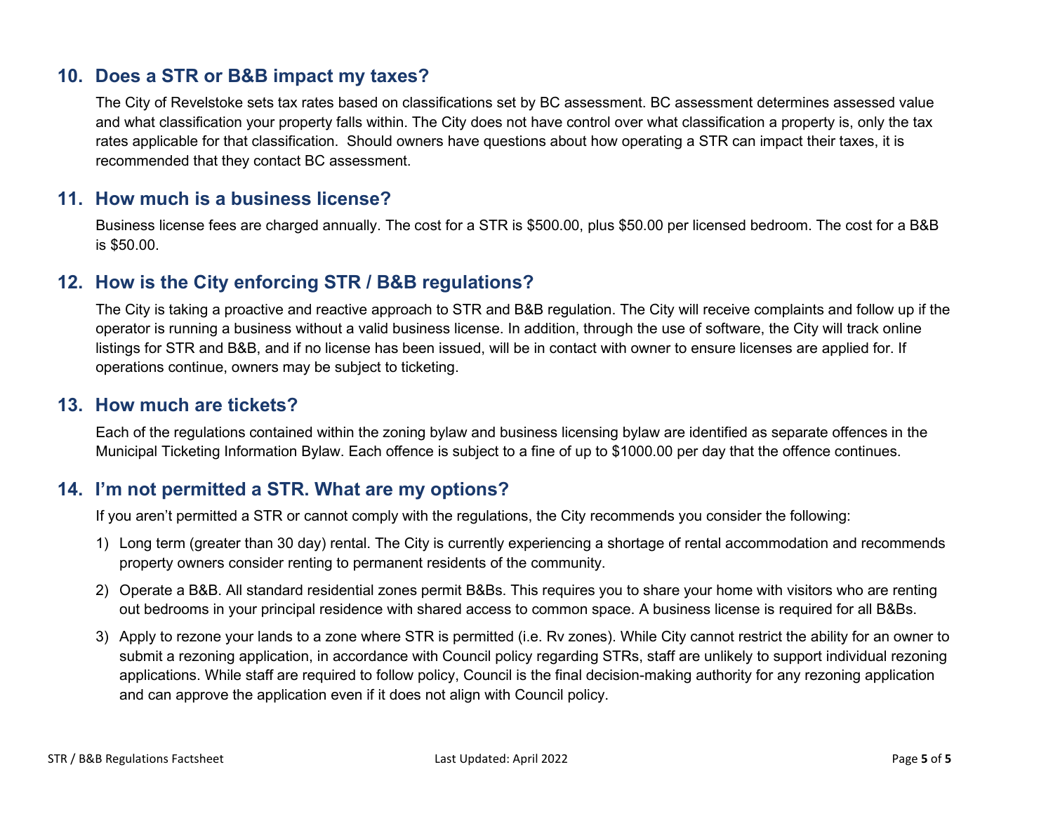## 10. Does a STR or B&B impact my taxes?

The City of Revelstoke sets tax rates based on classifications set by BC assessment. BC assessment determines assessed value and what classification your property falls within. The City does not have control over what classification a property is, only the tax rates applicable for that classification. Should owners have questions about how operating a STR can impact their taxes, it is recommended that they contact BC assessment.

## 11. How much is a business license?

Business license fees are charged annually. The cost for a STR is $500.00, plus $50.00 per licensed bedroom. The cost for a B&B is $50.00.

## 12. How is the City enforcing STR / B&B regulations?

The City is taking a proactive and reactive approach to STR and B&B regulation. The City will receive complaints and follow up if the operator is running a business without a valid business license. In addition, through the use of software, the City will track online listings for STR and B&B, and if no license has been issued, will be in contact with owner to ensure licenses are applied for. If operations continue, owners may be subject to ticketing.

## 13. How much are tickets?

Each of the regulations contained within the zoning bylaw and business licensing bylaw are identified as separate offences in the Municipal Ticketing Information Bylaw. Each offence is subject to a fine of up to $1000.00 per day that the offence continues.

## 14. I'm not permitted a STR. What are my options?

If you aren't permitted a STR or cannot comply with the regulations, the City recommends you consider the following:

1) Long term (greater than 30 day) rental. The City is currently experiencing a shortage of rental accommodation and recommends property owners consider renting to permanent residents of the community.
2) Operate a B&B. All standard residential zones permit B&Bs. This requires you to share your home with visitors who are renting out bedrooms in your principal residence with shared access to common space. A business license is required for all B&Bs.
3) Apply to rezone your lands to a zone where STR is permitted (i.e. Rv zones). While City cannot restrict the ability for an owner to submit a rezoning application, in accordance with Council policy regarding STRs, staff are unlikely to support individual rezoning applications. While staff are required to follow policy, Council is the final decision-making authority for any rezoning application and can approve the application even if it does not align with Council policy.